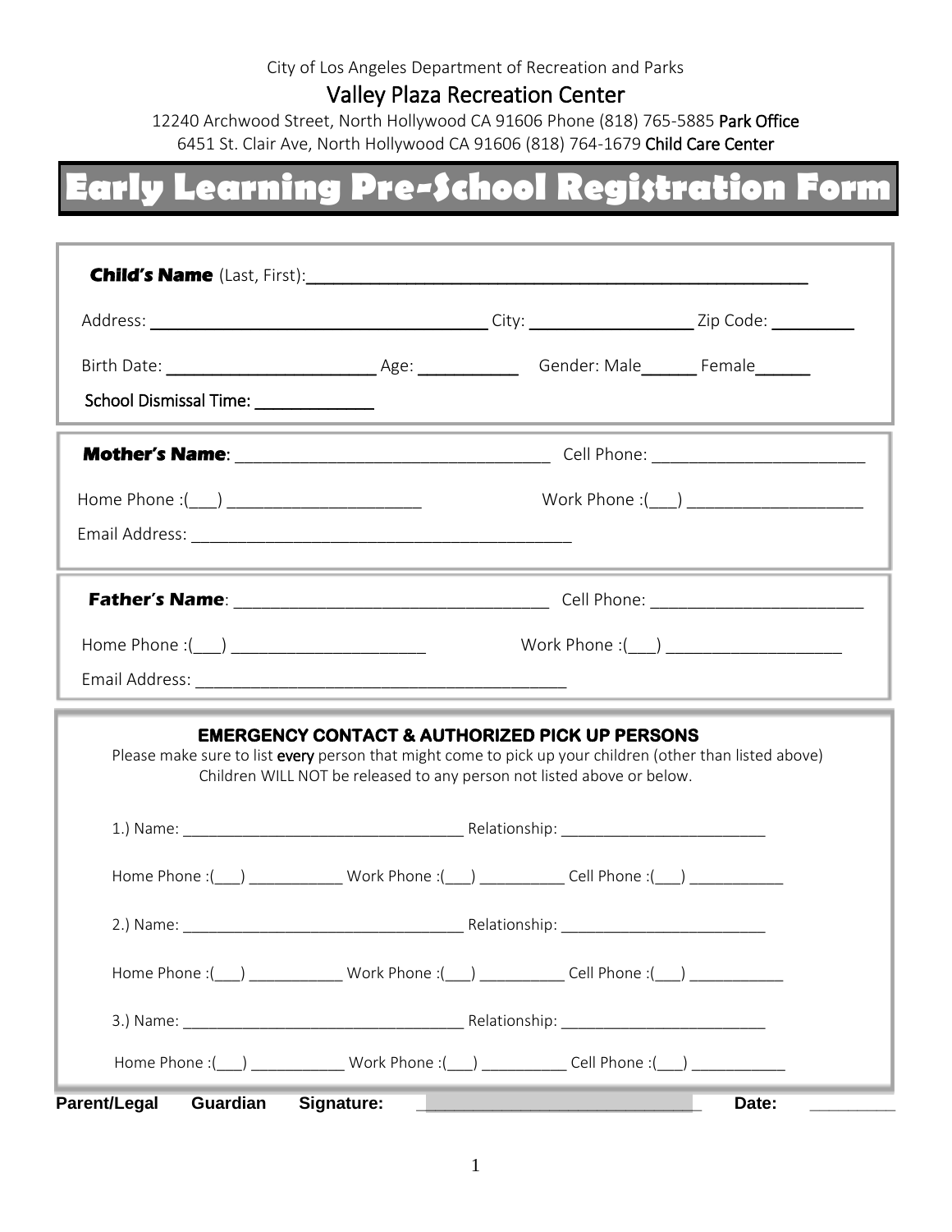City of Los Angeles Department of Recreation and Parks

## Valley Plaza Recreation Center

12240 Archwood Street, North Hollywood CA 91606 Phone (818) 765-5885 Park Office
6451 St. Clair Ave, North Hollywood CA 91606 (818) 764-1679 Child Care Center

# Early Learning Pre-School Registration Form

**Child's Name** (Last, First):______________________________________________

Address: ____________________________ City: ______________ Zip Code: ________

Birth Date: ________________ Age: ________ Gender: Male_____ Female_____

School Dismissal Time: __________

**Mother's Name**: ______________________________ Cell Phone: ____________________

Home Phone :(___) __________________ Work Phone :(___) ________________

Email Address: ____________________________________

**Father's Name**: ______________________________ Cell Phone: ____________________

Home Phone :(___) __________________ Work Phone :(___) ________________

Email Address: ____________________________________

**EMERGENCY CONTACT & AUTHORIZED PICK UP PERSONS**

Please make sure to list **every** person that might come to pick up your children (other than listed above)
Children WILL NOT be released to any person not listed above or below.

1.) Name: ____________________________ Relationship: ____________________

Home Phone :(___) _________ Work Phone :(___) _________ Cell Phone :(___) _________

2.) Name: ____________________________ Relationship: ____________________

Home Phone :(___) _________ Work Phone :(___) _________ Cell Phone :(___) _________

3.) Name: ____________________________ Relationship: ____________________

Home Phone :(___) _________ Work Phone :(___) _________ Cell Phone :(___) _________

**Parent/Legal Guardian Signature:** ____________________________ **Date:** ________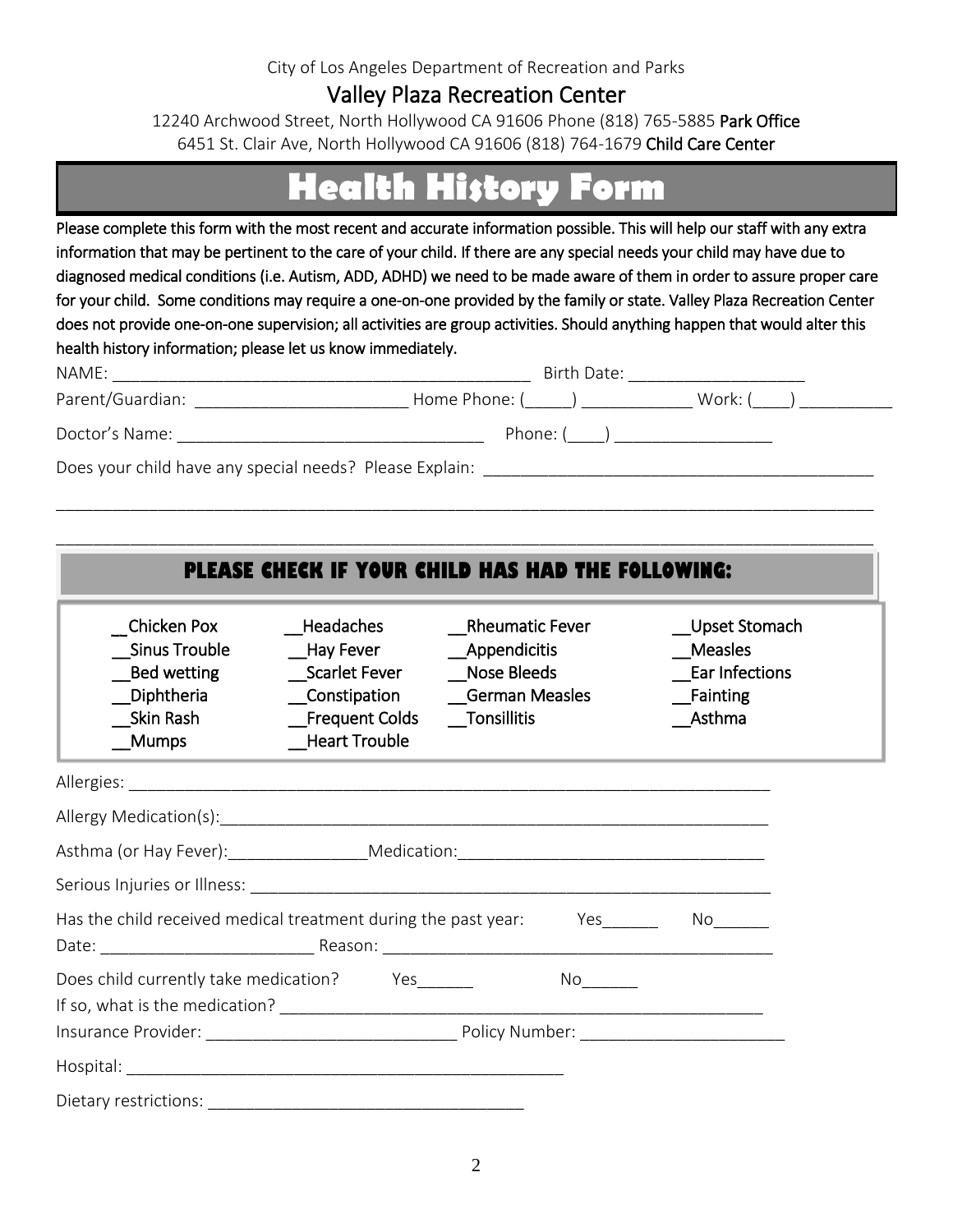City of Los Angeles Department of Recreation and Parks

## Valley Plaza Recreation Center

12240 Archwood Street, North Hollywood CA 91606 Phone (818) 765-5885 **Park Office**
6451 St. Clair Ave, North Hollywood CA 91606 (818) 764-1679 **Child Care Center**

# Health History Form

Please complete this form with the most recent and accurate information possible. This will help our staff with any extra information that may be pertinent to the care of your child. If there are any special needs your child may have due to diagnosed medical conditions (i.e. Autism, ADD, ADHD) we need to be made aware of them in order to assure proper care for your child. Some conditions may require a one-on-one provided by the family or state. Valley Plaza Recreation Center does not provide one-on-one supervision; all activities are group activities. Should anything happen that would alter this health history information; please let us know immediately.

NAME: ______________________________________________ Birth Date: ___________________

Parent/Guardian: _______________________ Home Phone: (_____) ____________ Work: (____) __________

Doctor's Name: _________________________________ Phone: (____) _________________

Does your child have any special needs? Please Explain: __________________________________________

_____________________________________________________________________________________________

_____________________________________________________________________________________________

## PLEASE CHECK IF YOUR CHILD HAS HAD THE FOLLOWING:

| | | | |
|---|---|---|---|
| __Chicken Pox | __Headaches | __Rheumatic Fever | __Upset Stomach |
| __Sinus Trouble | __Hay Fever | __Appendicitis | __Measles |
| __Bed wetting | __Scarlet Fever | __Nose Bleeds | __Ear Infections |
| __Diphtheria | __Constipation | __German Measles | __Fainting |
| __Skin Rash | __Frequent Colds | __Tonsillitis | __Asthma |
| __Mumps | __Heart Trouble | | |

Allergies: ______________________________________________________________________

Allergy Medication(s):_____________________________________________________________

Asthma (or Hay Fever):_______________Medication:_________________________________

Serious Injuries or Illness: __________________________________________________________

Has the child received medical treatment during the past year: Yes______ No______

Date: _______________________ Reason: ________________________________________

Does child currently take medication? Yes______ No______

If so, what is the medication? ______________________________________________________

Insurance Provider: ___________________________ Policy Number: ______________________

Hospital: ________________________________________________

Dietary restrictions: __________________________________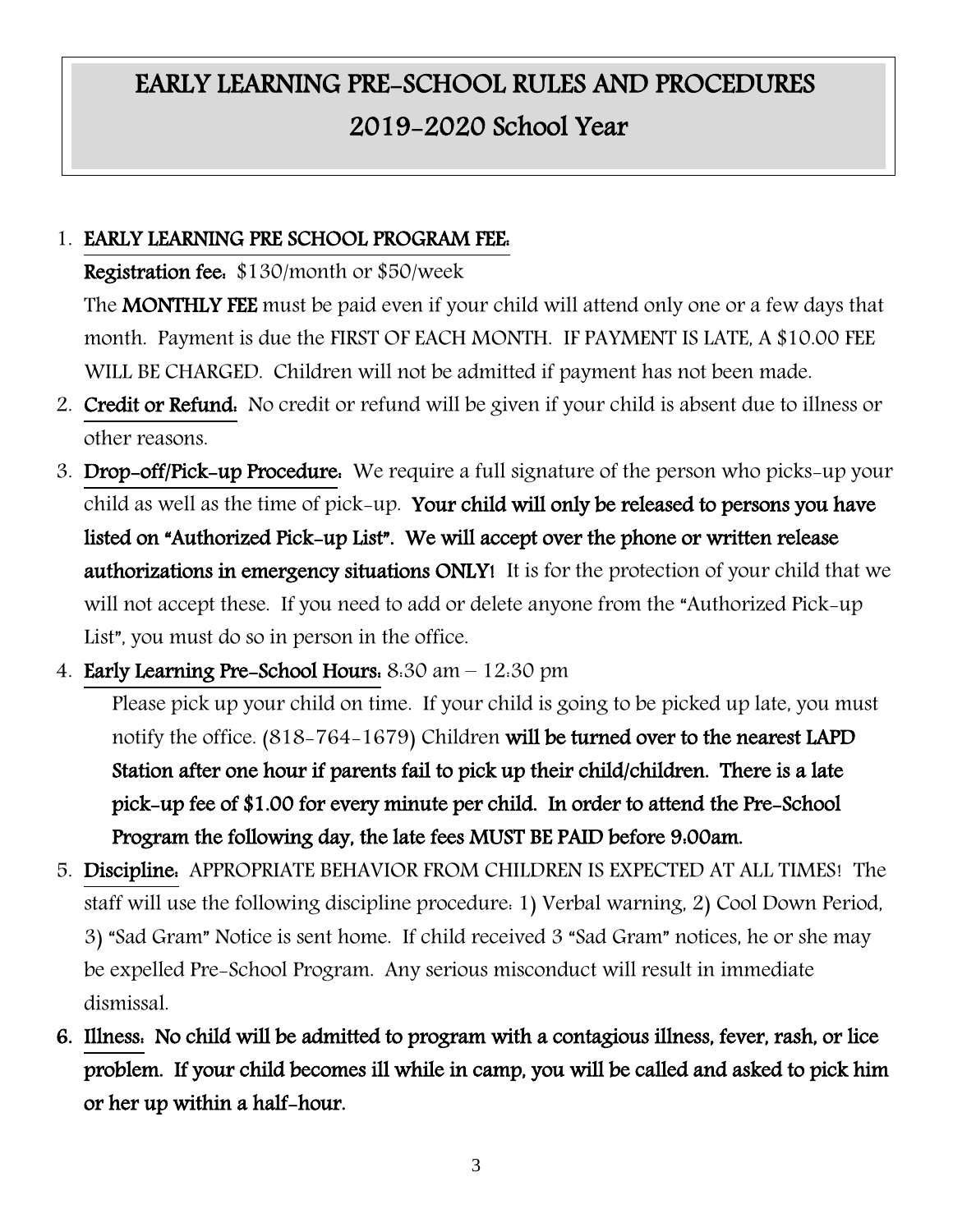# EARLY LEARNING PRE-SCHOOL RULES AND PROCEDURES
## 2019-2020 School Year

1. **EARLY LEARNING PRE SCHOOL PROGRAM FEE:**
   **Registration fee:** $130/month or $50/week
   The **MONTHLY FEE** must be paid even if your child will attend only one or a few days that month. Payment is due the FIRST OF EACH MONTH. IF PAYMENT IS LATE, A $10.00 FEE WILL BE CHARGED. Children will not be admitted if payment has not been made.
2. **Credit or Refund:** No credit or refund will be given if your child is absent due to illness or other reasons.
3. **Drop-off/Pick-up Procedure:** We require a full signature of the person who picks-up your child as well as the time of pick-up. **Your child will only be released to persons you have listed on "Authorized Pick-up List". We will accept over the phone or written release authorizations in emergency situations ONLY!** It is for the protection of your child that we will not accept these. If you need to add or delete anyone from the "Authorized Pick-up List", you must do so in person in the office.
4. **Early Learning Pre-School Hours:** 8:30 am – 12:30 pm
   Please pick up your child on time. If your child is going to be picked up late, you must notify the office. (818-764-1679) Children **will be turned over to the nearest LAPD Station after one hour if parents fail to pick up their child/children. There is a late pick-up fee of $1.00 for every minute per child. In order to attend the Pre-School Program the following day, the late fees MUST BE PAID before 9:00am.**
5. **Discipline:** APPROPRIATE BEHAVIOR FROM CHILDREN IS EXPECTED AT ALL TIMES! The staff will use the following discipline procedure: 1) Verbal warning, 2) Cool Down Period, 3) "Sad Gram" Notice is sent home. If child received 3 "Sad Gram" notices, he or she may be expelled Pre-School Program. Any serious misconduct will result in immediate dismissal.
6. **Illness: No child will be admitted to program with a contagious illness, fever, rash, or lice problem. If your child becomes ill while in camp, you will be called and asked to pick him or her up within a half-hour.**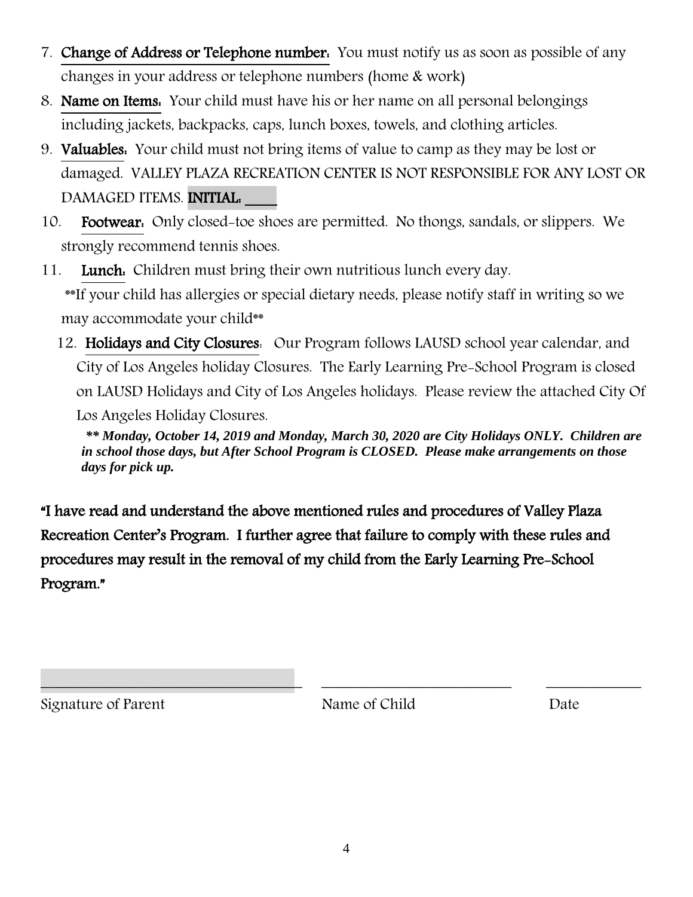7. **Change of Address or Telephone number:** You must notify us as soon as possible of any changes in your address or telephone numbers (home & work)
8. **Name on Items:** Your child must have his or her name on all personal belongings including jackets, backpacks, caps, lunch boxes, towels, and clothing articles.
9. **Valuables:** Your child must not bring items of value to camp as they may be lost or damaged. VALLEY PLAZA RECREATION CENTER IS NOT RESPONSIBLE FOR ANY LOST OR DAMAGED ITEMS. **INITIAL: \_\_\_\_\_**
10. **Footwear:** Only closed-toe shoes are permitted. No thongs, sandals, or slippers. We strongly recommend tennis shoes.
11. **Lunch:** Children must bring their own nutritious lunch every day.
    **If your child has allergies or special dietary needs, please notify staff in writing so we may accommodate your child**
12. **Holidays and City Closures:** Our Program follows LAUSD school year calendar, and City of Los Angeles holiday Closures. The Early Learning Pre-School Program is closed on LAUSD Holidays and City of Los Angeles holidays. Please review the attached City Of Los Angeles Holiday Closures.

    ***\*\* Monday, October 14, 2019 and Monday, March 30, 2020 are City Holidays ONLY. Children are in school those days, but After School Program is CLOSED. Please make arrangements on those days for pick up.***

**"I have read and understand the above mentioned rules and procedures of Valley Plaza Recreation Center's Program. I further agree that failure to comply with these rules and procedures may result in the removal of my child from the Early Learning Pre-School Program."**

\_\_\_\_\_\_\_\_\_\_\_\_\_\_\_\_\_\_\_\_\_\_\_\_\_\_\_\_\_\_\_\_ \_\_\_\_\_\_\_\_\_\_\_\_\_\_\_\_\_\_\_\_\_\_\_\_ \_\_\_\_\_\_\_\_\_\_\_\_

Signature of Parent | Name of Child | Date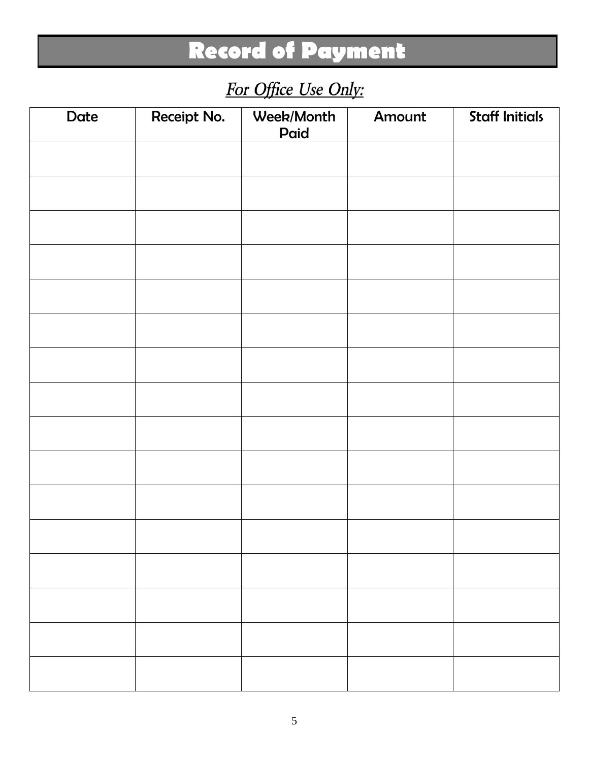# Record of Payment

*For Office Use Only:*

| Date | Receipt No. | Week/Month Paid | Amount | Staff Initials |
|---|---|---|---|---|
| | | | | |
| | | | | |
| | | | | |
| | | | | |
| | | | | |
| | | | | |
| | | | | |
| | | | | |
| | | | | |
| | | | | |
| | | | | |
| | | | | |
| | | | | |
| | | | | |
| | | | | |
| | | | | |